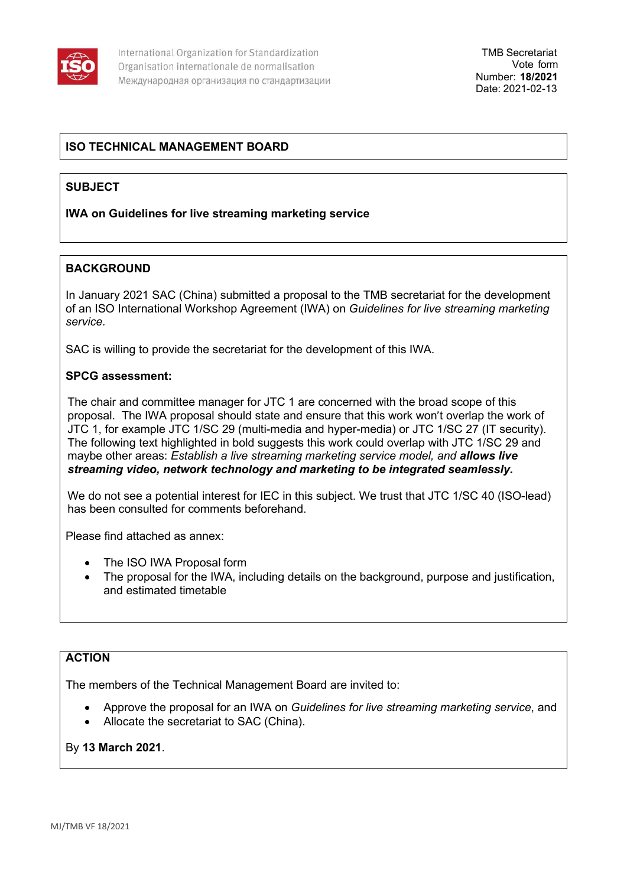International Organization for Standardization
Organisation internationale de normalisation
Международная организация по стандартизации

TMB Secretariat
Vote form
Number: **18/2021**
Date: 2021-02-13

## ISO TECHNICAL MANAGEMENT BOARD

## SUBJECT

**IWA on Guidelines for live streaming marketing service**

## BACKGROUND

In January 2021 SAC (China) submitted a proposal to the TMB secretariat for the development of an ISO International Workshop Agreement (IWA) on *Guidelines for live streaming marketing service.*

SAC is willing to provide the secretariat for the development of this IWA.

**SPCG assessment:**

The chair and committee manager for JTC 1 are concerned with the broad scope of this proposal. The IWA proposal should state and ensure that this work won't overlap the work of JTC 1, for example JTC 1/SC 29 (multi-media and hyper-media) or JTC 1/SC 27 (IT security). The following text highlighted in bold suggests this work could overlap with JTC 1/SC 29 and maybe other areas: *Establish a live streaming marketing service model, and* ***allows live streaming video, network technology and marketing to be integrated seamlessly.***

We do not see a potential interest for IEC in this subject. We trust that JTC 1/SC 40 (ISO-lead) has been consulted for comments beforehand.

Please find attached as annex:

- The ISO IWA Proposal form
- The proposal for the IWA, including details on the background, purpose and justification, and estimated timetable

## ACTION

The members of the Technical Management Board are invited to:

- Approve the proposal for an IWA on *Guidelines for live streaming marketing service*, and
- Allocate the secretariat to SAC (China).

By **13 March 2021**.

MJ/TMB VF 18/2021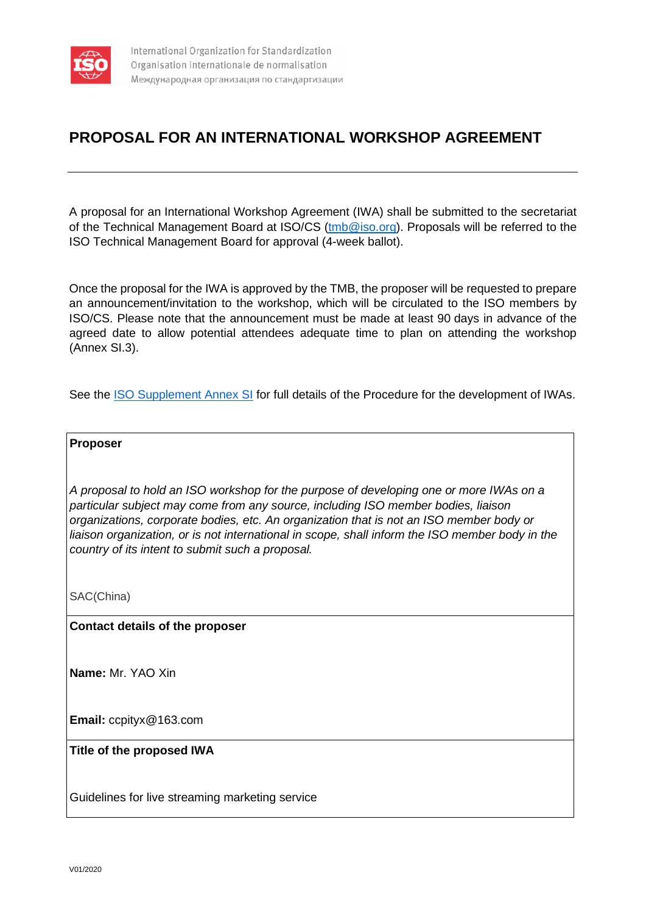# PROPOSAL FOR AN INTERNATIONAL WORKSHOP AGREEMENT

---

A proposal for an International Workshop Agreement (IWA) shall be submitted to the secretariat of the Technical Management Board at ISO/CS (tmb@iso.org). Proposals will be referred to the ISO Technical Management Board for approval (4-week ballot).

Once the proposal for the IWA is approved by the TMB, the proposer will be requested to prepare an announcement/invitation to the workshop, which will be circulated to the ISO members by ISO/CS. Please note that the announcement must be made at least 90 days in advance of the agreed date to allow potential attendees adequate time to plan on attending the workshop (Annex SI.3).

See the ISO Supplement Annex SI for full details of the Procedure for the development of IWAs.

| **Proposer**<br><br>*A proposal to hold an ISO workshop for the purpose of developing one or more IWAs on a particular subject may come from any source, including ISO member bodies, liaison organizations, corporate bodies, etc. An organization that is not an ISO member body or liaison organization, or is not international in scope, shall inform the ISO member body in the country of its intent to submit such a proposal.*<br><br>SAC(China) |
|---|
| **Contact details of the proposer**<br><br>**Name:** Mr. YAO Xin<br><br>**Email:** ccpityx@163.com |
| **Title of the proposed IWA**<br><br>Guidelines for live streaming marketing service |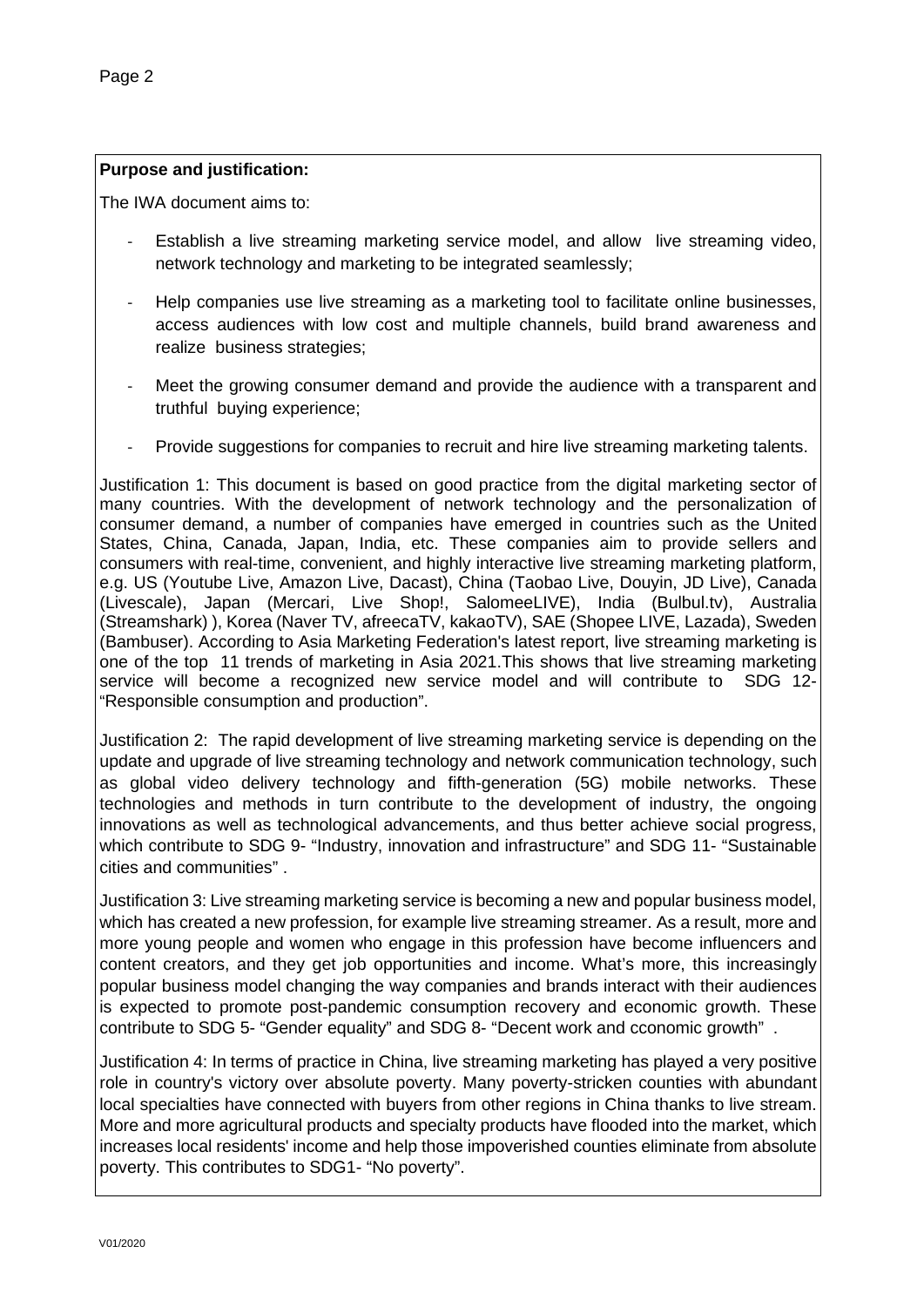**Purpose and justification:**

The IWA document aims to:

- Establish a live streaming marketing service model, and allow live streaming video, network technology and marketing to be integrated seamlessly;
- Help companies use live streaming as a marketing tool to facilitate online businesses, access audiences with low cost and multiple channels, build brand awareness and realize business strategies;
- Meet the growing consumer demand and provide the audience with a transparent and truthful buying experience;
- Provide suggestions for companies to recruit and hire live streaming marketing talents.

Justification 1: This document is based on good practice from the digital marketing sector of many countries. With the development of network technology and the personalization of consumer demand, a number of companies have emerged in countries such as the United States, China, Canada, Japan, India, etc. These companies aim to provide sellers and consumers with real-time, convenient, and highly interactive live streaming marketing platform, e.g. US (Youtube Live, Amazon Live, Dacast), China (Taobao Live, Douyin, JD Live), Canada (Livescale), Japan (Mercari, Live Shop!, SalomeeLIVE), India (Bulbul.tv), Australia (Streamshark) ), Korea (Naver TV, afreecaTV, kakaoTV), SAE (Shopee LIVE, Lazada), Sweden (Bambuser). According to Asia Marketing Federation's latest report, live streaming marketing is one of the top 11 trends of marketing in Asia 2021.This shows that live streaming marketing service will become a recognized new service model and will contribute to SDG 12- "Responsible consumption and production".

Justification 2: The rapid development of live streaming marketing service is depending on the update and upgrade of live streaming technology and network communication technology, such as global video delivery technology and fifth-generation (5G) mobile networks. These technologies and methods in turn contribute to the development of industry, the ongoing innovations as well as technological advancements, and thus better achieve social progress, which contribute to SDG 9- "Industry, innovation and infrastructure" and SDG 11- "Sustainable cities and communities" .

Justification 3: Live streaming marketing service is becoming a new and popular business model, which has created a new profession, for example live streaming streamer. As a result, more and more young people and women who engage in this profession have become influencers and content creators, and they get job opportunities and income. What's more, this increasingly popular business model changing the way companies and brands interact with their audiences is expected to promote post-pandemic consumption recovery and economic growth. These contribute to SDG 5- "Gender equality" and SDG 8- "Decent work and cconomic growth" .

Justification 4: In terms of practice in China, live streaming marketing has played a very positive role in country's victory over absolute poverty. Many poverty-stricken counties with abundant local specialties have connected with buyers from other regions in China thanks to live stream. More and more agricultural products and specialty products have flooded into the market, which increases local residents' income and help those impoverished counties eliminate from absolute poverty. This contributes to SDG1- "No poverty".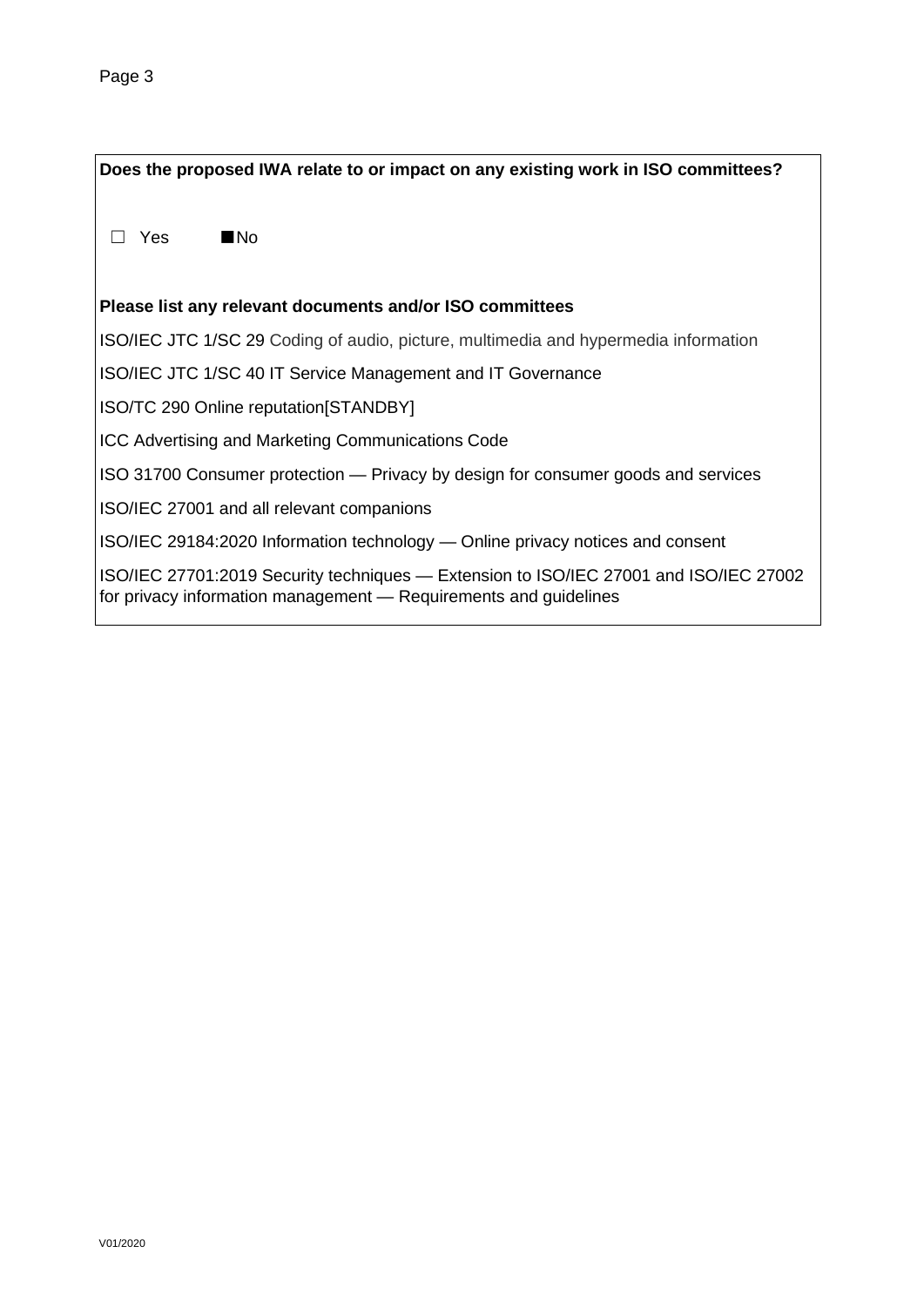**Does the proposed IWA relate to or impact on any existing work in ISO committees?**

☐ Yes ■ No

**Please list any relevant documents and/or ISO committees**

ISO/IEC JTC 1/SC 29 Coding of audio, picture, multimedia and hypermedia information

ISO/IEC JTC 1/SC 40 IT Service Management and IT Governance

ISO/TC 290 Online reputation[STANDBY]

ICC Advertising and Marketing Communications Code

ISO 31700 Consumer protection — Privacy by design for consumer goods and services

ISO/IEC 27001 and all relevant companions

ISO/IEC 29184:2020 Information technology — Online privacy notices and consent

ISO/IEC 27701:2019 Security techniques — Extension to ISO/IEC 27001 and ISO/IEC 27002 for privacy information management — Requirements and guidelines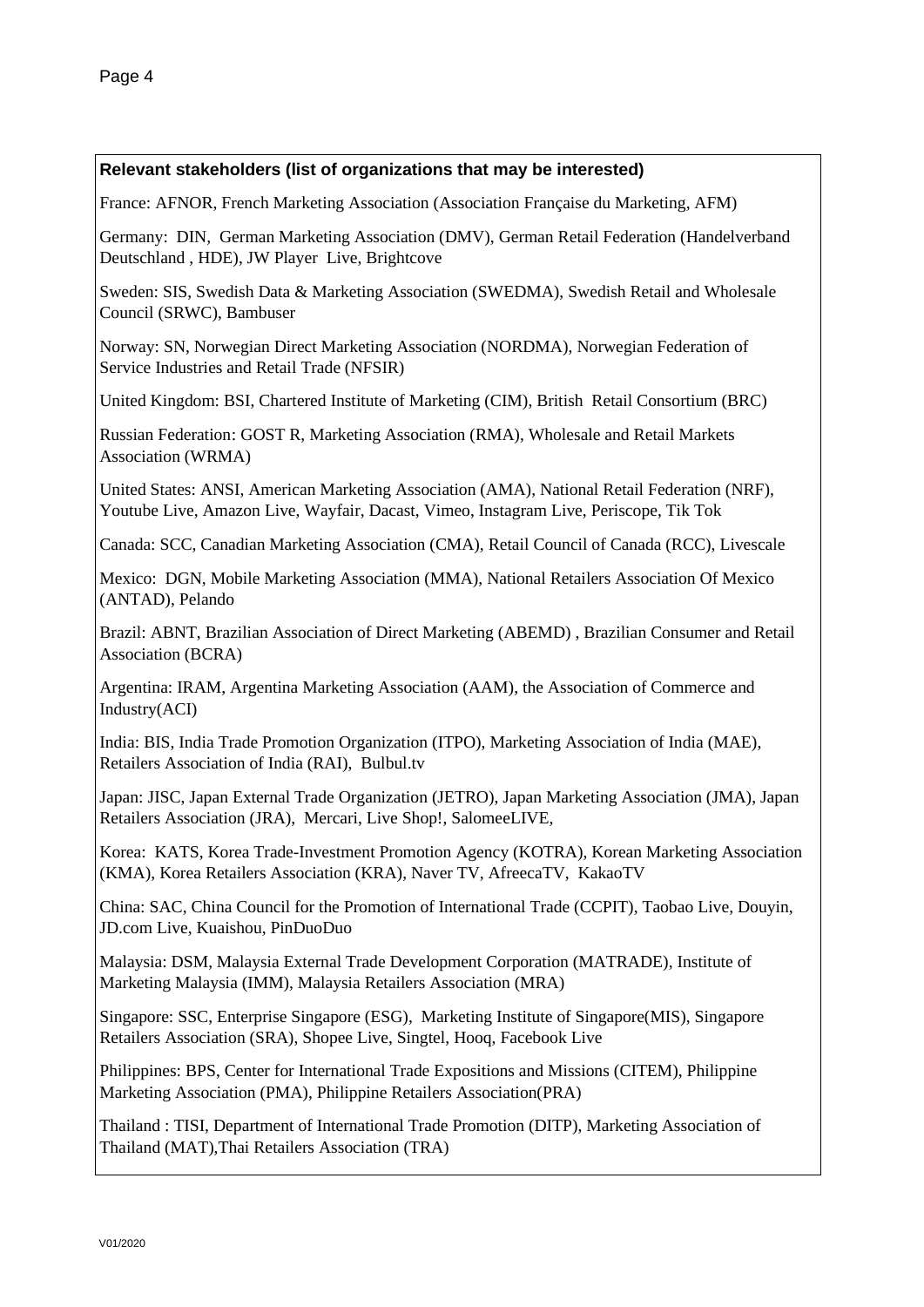**Relevant stakeholders (list of organizations that may be interested)**

France: AFNOR, French Marketing Association (Association Française du Marketing, AFM)

Germany: DIN, German Marketing Association (DMV), German Retail Federation (Handelverband Deutschland , HDE), JW Player Live, Brightcove

Sweden: SIS, Swedish Data & Marketing Association (SWEDMA), Swedish Retail and Wholesale Council (SRWC), Bambuser

Norway: SN, Norwegian Direct Marketing Association (NORDMA), Norwegian Federation of Service Industries and Retail Trade (NFSIR)

United Kingdom: BSI, Chartered Institute of Marketing (CIM), British Retail Consortium (BRC)

Russian Federation: GOST R, Marketing Association (RMA), Wholesale and Retail Markets Association (WRMA)

United States: ANSI, American Marketing Association (AMA), National Retail Federation (NRF), Youtube Live, Amazon Live, Wayfair, Dacast, Vimeo, Instagram Live, Periscope, Tik Tok

Canada: SCC, Canadian Marketing Association (CMA), Retail Council of Canada (RCC), Livescale

Mexico: DGN, Mobile Marketing Association (MMA), National Retailers Association Of Mexico (ANTAD), Pelando

Brazil: ABNT, Brazilian Association of Direct Marketing (ABEMD) , Brazilian Consumer and Retail Association (BCRA)

Argentina: IRAM, Argentina Marketing Association (AAM), the Association of Commerce and Industry(ACI)

India: BIS, India Trade Promotion Organization (ITPO), Marketing Association of India (MAE), Retailers Association of India (RAI), Bulbul.tv

Japan: JISC, Japan External Trade Organization (JETRO), Japan Marketing Association (JMA), Japan Retailers Association (JRA), Mercari, Live Shop!, SalomeeLIVE,

Korea: KATS, Korea Trade-Investment Promotion Agency (KOTRA), Korean Marketing Association (KMA), Korea Retailers Association (KRA), Naver TV, AfreecaTV, KakaoTV

China: SAC, China Council for the Promotion of International Trade (CCPIT), Taobao Live, Douyin, JD.com Live, Kuaishou, PinDuoDuo

Malaysia: DSM, Malaysia External Trade Development Corporation (MATRADE), Institute of Marketing Malaysia (IMM), Malaysia Retailers Association (MRA)

Singapore: SSC, Enterprise Singapore (ESG), Marketing Institute of Singapore(MIS), Singapore Retailers Association (SRA), Shopee Live, Singtel, Hooq, Facebook Live

Philippines: BPS, Center for International Trade Expositions and Missions (CITEM), Philippine Marketing Association (PMA), Philippine Retailers Association(PRA)

Thailand : TISI, Department of International Trade Promotion (DITP), Marketing Association of Thailand (MAT),Thai Retailers Association (TRA)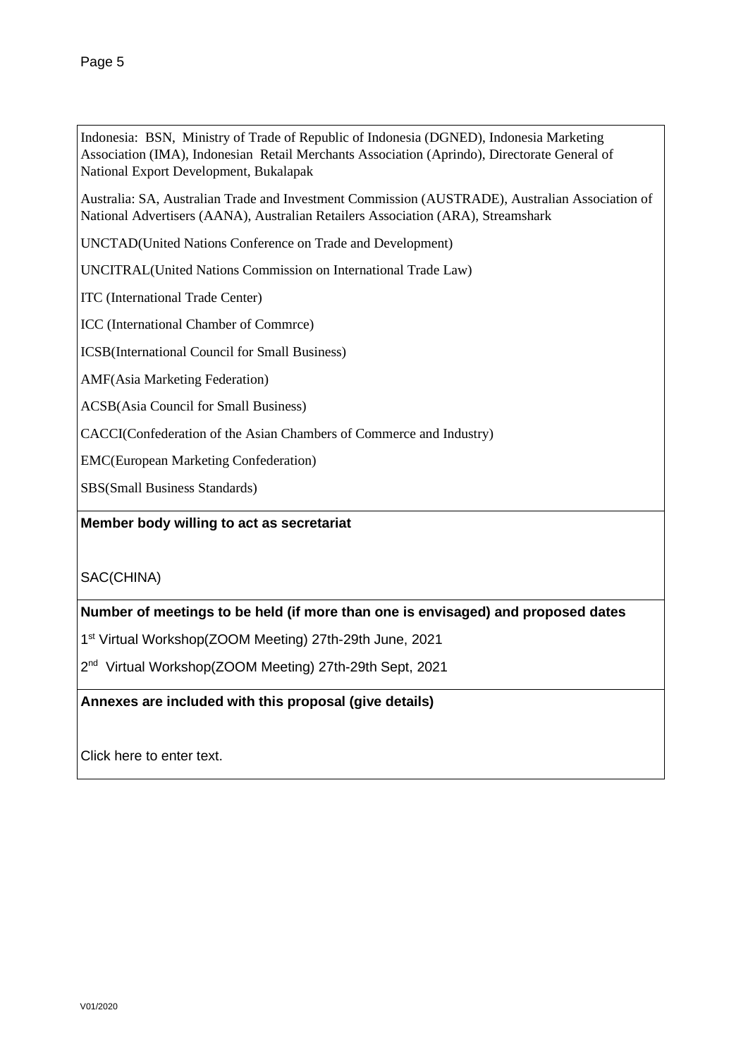Indonesia: BSN, Ministry of Trade of Republic of Indonesia (DGNED), Indonesia Marketing Association (IMA), Indonesian Retail Merchants Association (Aprindo), Directorate General of National Export Development, Bukalapak

Australia: SA, Australian Trade and Investment Commission (AUSTRADE), Australian Association of National Advertisers (AANA), Australian Retailers Association (ARA), Streamshark

UNCTAD(United Nations Conference on Trade and Development)

UNCITRAL(United Nations Commission on International Trade Law)

ITC (International Trade Center)

ICC (International Chamber of Commrce)

ICSB(International Council for Small Business)

AMF(Asia Marketing Federation)

ACSB(Asia Council for Small Business)

CACCI(Confederation of the Asian Chambers of Commerce and Industry)

EMC(European Marketing Confederation)

SBS(Small Business Standards)

**Member body willing to act as secretariat**

SAC(CHINA)

**Number of meetings to be held (if more than one is envisaged) and proposed dates**

1st Virtual Workshop(ZOOM Meeting) 27th-29th June, 2021

2nd Virtual Workshop(ZOOM Meeting) 27th-29th Sept, 2021

**Annexes are included with this proposal (give details)**

Click here to enter text.